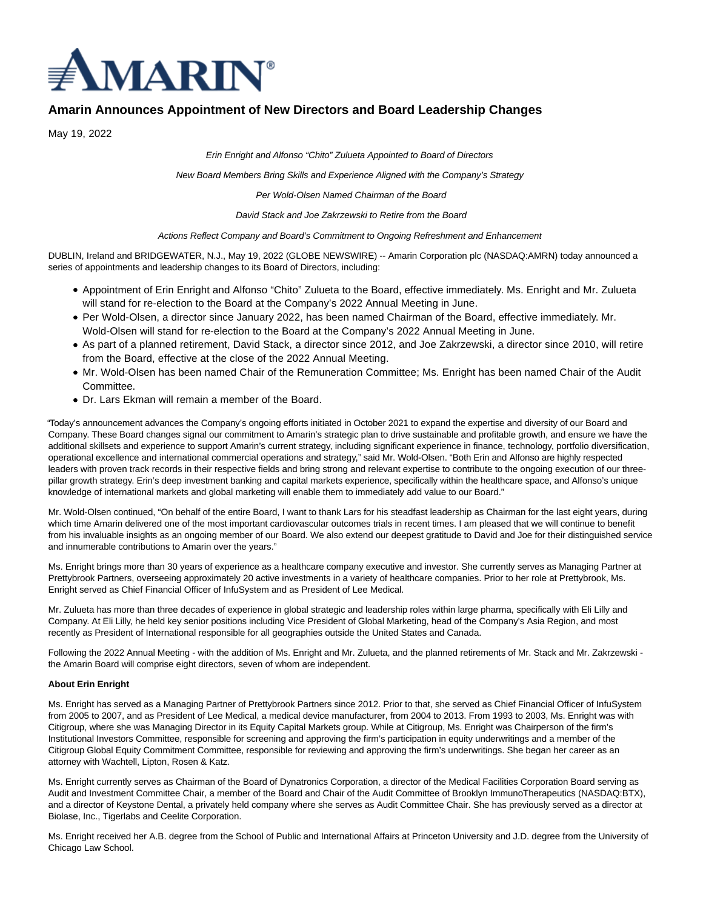# Amarin Announces Appointment of New Directors and Board Leadership Changes

May 19, 2022

*Erin Enright and Alfonso "Chito" Zulueta Appointed to Board of Directors*

*New Board Members Bring Skills and Experience Aligned with the Company's Strategy*

*Per Wold-Olsen Named Chairman of the Board*

*David Stack and Joe Zakrzewski to Retire from the Board*

*Actions Reflect Company and Board's Commitment to Ongoing Refreshment and Enhancement*

DUBLIN, Ireland and BRIDGEWATER, N.J., May 19, 2022 (GLOBE NEWSWIRE) -- Amarin Corporation plc (NASDAQ:AMRN) today announced a series of appointments and leadership changes to its Board of Directors, including:

- Appointment of Erin Enright and Alfonso "Chito" Zulueta to the Board, effective immediately. Ms. Enright and Mr. Zulueta will stand for re-election to the Board at the Company's 2022 Annual Meeting in June.
- Per Wold-Olsen, a director since January 2022, has been named Chairman of the Board, effective immediately. Mr. Wold-Olsen will stand for re-election to the Board at the Company's 2022 Annual Meeting in June.
- As part of a planned retirement, David Stack, a director since 2012, and Joe Zakrzewski, a director since 2010, will retire from the Board, effective at the close of the 2022 Annual Meeting.
- Mr. Wold-Olsen has been named Chair of the Remuneration Committee; Ms. Enright has been named Chair of the Audit Committee.
- Dr. Lars Ekman will remain a member of the Board.

"Today's announcement advances the Company's ongoing efforts initiated in October 2021 to expand the expertise and diversity of our Board and Company. These Board changes signal our commitment to Amarin's strategic plan to drive sustainable and profitable growth, and ensure we have the additional skillsets and experience to support Amarin's current strategy, including significant experience in finance, technology, portfolio diversification, operational excellence and international commercial operations and strategy," said Mr. Wold-Olsen. "Both Erin and Alfonso are highly respected leaders with proven track records in their respective fields and bring strong and relevant expertise to contribute to the ongoing execution of our three-pillar growth strategy. Erin's deep investment banking and capital markets experience, specifically within the healthcare space, and Alfonso's unique knowledge of international markets and global marketing will enable them to immediately add value to our Board."

Mr. Wold-Olsen continued, "On behalf of the entire Board, I want to thank Lars for his steadfast leadership as Chairman for the last eight years, during which time Amarin delivered one of the most important cardiovascular outcomes trials in recent times. I am pleased that we will continue to benefit from his invaluable insights as an ongoing member of our Board. We also extend our deepest gratitude to David and Joe for their distinguished service and innumerable contributions to Amarin over the years."

Ms. Enright brings more than 30 years of experience as a healthcare company executive and investor. She currently serves as Managing Partner at Prettybrook Partners, overseeing approximately 20 active investments in a variety of healthcare companies. Prior to her role at Prettybrook, Ms. Enright served as Chief Financial Officer of InfuSystem and as President of Lee Medical.

Mr. Zulueta has more than three decades of experience in global strategic and leadership roles within large pharma, specifically with Eli Lilly and Company. At Eli Lilly, he held key senior positions including Vice President of Global Marketing, head of the Company's Asia Region, and most recently as President of International responsible for all geographies outside the United States and Canada.

Following the 2022 Annual Meeting - with the addition of Ms. Enright and Mr. Zulueta, and the planned retirements of Mr. Stack and Mr. Zakrzewski - the Amarin Board will comprise eight directors, seven of whom are independent.

**About Erin Enright**

Ms. Enright has served as a Managing Partner of Prettybrook Partners since 2012. Prior to that, she served as Chief Financial Officer of InfuSystem from 2005 to 2007, and as President of Lee Medical, a medical device manufacturer, from 2004 to 2013. From 1993 to 2003, Ms. Enright was with Citigroup, where she was Managing Director in its Equity Capital Markets group. While at Citigroup, Ms. Enright was Chairperson of the firm's Institutional Investors Committee, responsible for screening and approving the firm's participation in equity underwritings and a member of the Citigroup Global Equity Commitment Committee, responsible for reviewing and approving the firm's underwritings. She began her career as an attorney with Wachtell, Lipton, Rosen & Katz.

Ms. Enright currently serves as Chairman of the Board of Dynatronics Corporation, a director of the Medical Facilities Corporation Board serving as Audit and Investment Committee Chair, a member of the Board and Chair of the Audit Committee of Brooklyn ImmunoTherapeutics (NASDAQ:BTX), and a director of Keystone Dental, a privately held company where she serves as Audit Committee Chair. She has previously served as a director at Biolase, Inc., Tigerlabs and Ceelite Corporation.

Ms. Enright received her A.B. degree from the School of Public and International Affairs at Princeton University and J.D. degree from the University of Chicago Law School.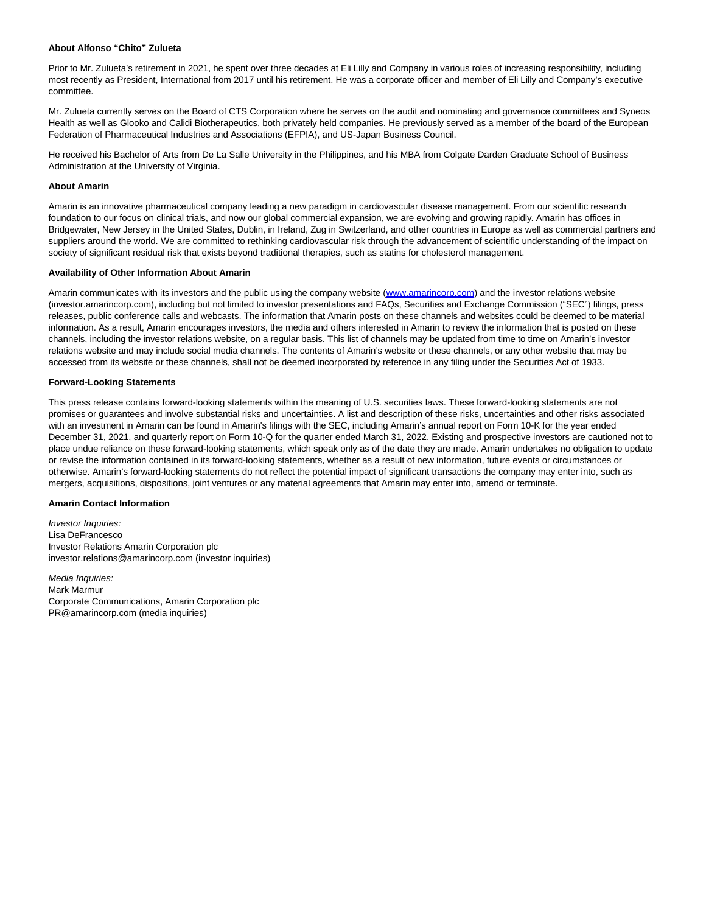**About Alfonso "Chito" Zulueta**

Prior to Mr. Zulueta's retirement in 2021, he spent over three decades at Eli Lilly and Company in various roles of increasing responsibility, including most recently as President, International from 2017 until his retirement. He was a corporate officer and member of Eli Lilly and Company's executive committee.

Mr. Zulueta currently serves on the Board of CTS Corporation where he serves on the audit and nominating and governance committees and Syneos Health as well as Glooko and Calidi Biotherapeutics, both privately held companies. He previously served as a member of the board of the European Federation of Pharmaceutical Industries and Associations (EFPIA), and US-Japan Business Council.

He received his Bachelor of Arts from De La Salle University in the Philippines, and his MBA from Colgate Darden Graduate School of Business Administration at the University of Virginia.

**About Amarin**

Amarin is an innovative pharmaceutical company leading a new paradigm in cardiovascular disease management. From our scientific research foundation to our focus on clinical trials, and now our global commercial expansion, we are evolving and growing rapidly. Amarin has offices in Bridgewater, New Jersey in the United States, Dublin, in Ireland, Zug in Switzerland, and other countries in Europe as well as commercial partners and suppliers around the world. We are committed to rethinking cardiovascular risk through the advancement of scientific understanding of the impact on society of significant residual risk that exists beyond traditional therapies, such as statins for cholesterol management.

**Availability of Other Information About Amarin**

Amarin communicates with its investors and the public using the company website (www.amarincorp.com) and the investor relations website (investor.amarincorp.com), including but not limited to investor presentations and FAQs, Securities and Exchange Commission ("SEC") filings, press releases, public conference calls and webcasts. The information that Amarin posts on these channels and websites could be deemed to be material information. As a result, Amarin encourages investors, the media and others interested in Amarin to review the information that is posted on these channels, including the investor relations website, on a regular basis. This list of channels may be updated from time to time on Amarin's investor relations website and may include social media channels. The contents of Amarin's website or these channels, or any other website that may be accessed from its website or these channels, shall not be deemed incorporated by reference in any filing under the Securities Act of 1933.

**Forward-Looking Statements**

This press release contains forward-looking statements within the meaning of U.S. securities laws. These forward-looking statements are not promises or guarantees and involve substantial risks and uncertainties. A list and description of these risks, uncertainties and other risks associated with an investment in Amarin can be found in Amarin's filings with the SEC, including Amarin's annual report on Form 10-K for the year ended December 31, 2021, and quarterly report on Form 10-Q for the quarter ended March 31, 2022. Existing and prospective investors are cautioned not to place undue reliance on these forward-looking statements, which speak only as of the date they are made. Amarin undertakes no obligation to update or revise the information contained in its forward-looking statements, whether as a result of new information, future events or circumstances or otherwise. Amarin's forward-looking statements do not reflect the potential impact of significant transactions the company may enter into, such as mergers, acquisitions, dispositions, joint ventures or any material agreements that Amarin may enter into, amend or terminate.

**Amarin Contact Information**

*Investor Inquiries:*
Lisa DeFrancesco
Investor Relations Amarin Corporation plc
investor.relations@amarincorp.com (investor inquiries)

*Media Inquiries:*
Mark Marmur
Corporate Communications, Amarin Corporation plc
PR@amarincorp.com (media inquiries)